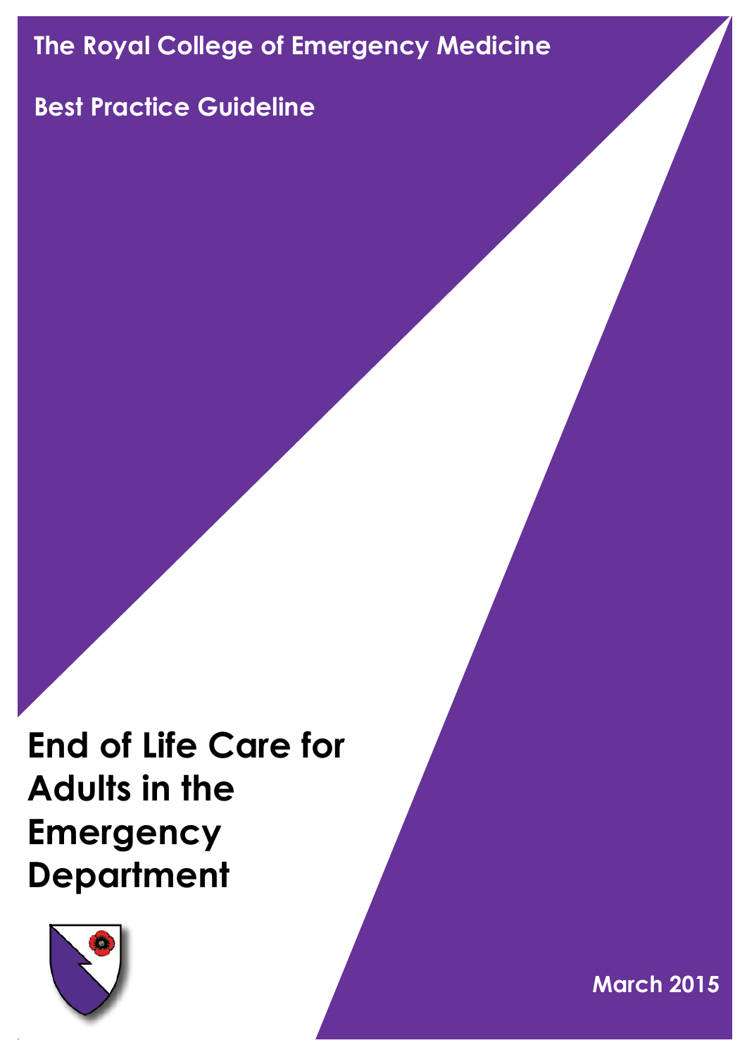The Royal College of Emergency Medicine

Best Practice Guideline

# End of Life Care for Adults in the Emergency Department

March 2015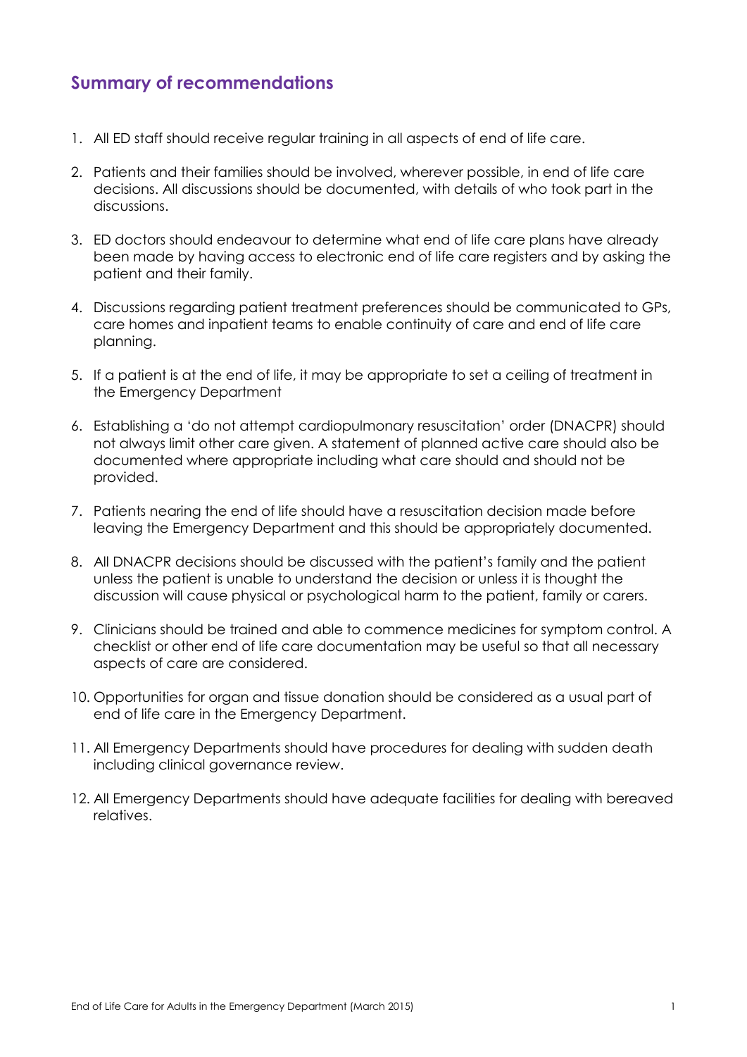## Summary of recommendations

1. All ED staff should receive regular training in all aspects of end of life care.
2. Patients and their families should be involved, wherever possible, in end of life care decisions. All discussions should be documented, with details of who took part in the discussions.
3. ED doctors should endeavour to determine what end of life care plans have already been made by having access to electronic end of life care registers and by asking the patient and their family.
4. Discussions regarding patient treatment preferences should be communicated to GPs, care homes and inpatient teams to enable continuity of care and end of life care planning.
5. If a patient is at the end of life, it may be appropriate to set a ceiling of treatment in the Emergency Department
6. Establishing a 'do not attempt cardiopulmonary resuscitation' order (DNACPR) should not always limit other care given. A statement of planned active care should also be documented where appropriate including what care should and should not be provided.
7. Patients nearing the end of life should have a resuscitation decision made before leaving the Emergency Department and this should be appropriately documented.
8. All DNACPR decisions should be discussed with the patient's family and the patient unless the patient is unable to understand the decision or unless it is thought the discussion will cause physical or psychological harm to the patient, family or carers.
9. Clinicians should be trained and able to commence medicines for symptom control. A checklist or other end of life care documentation may be useful so that all necessary aspects of care are considered.
10. Opportunities for organ and tissue donation should be considered as a usual part of end of life care in the Emergency Department.
11. All Emergency Departments should have procedures for dealing with sudden death including clinical governance review.
12. All Emergency Departments should have adequate facilities for dealing with bereaved relatives.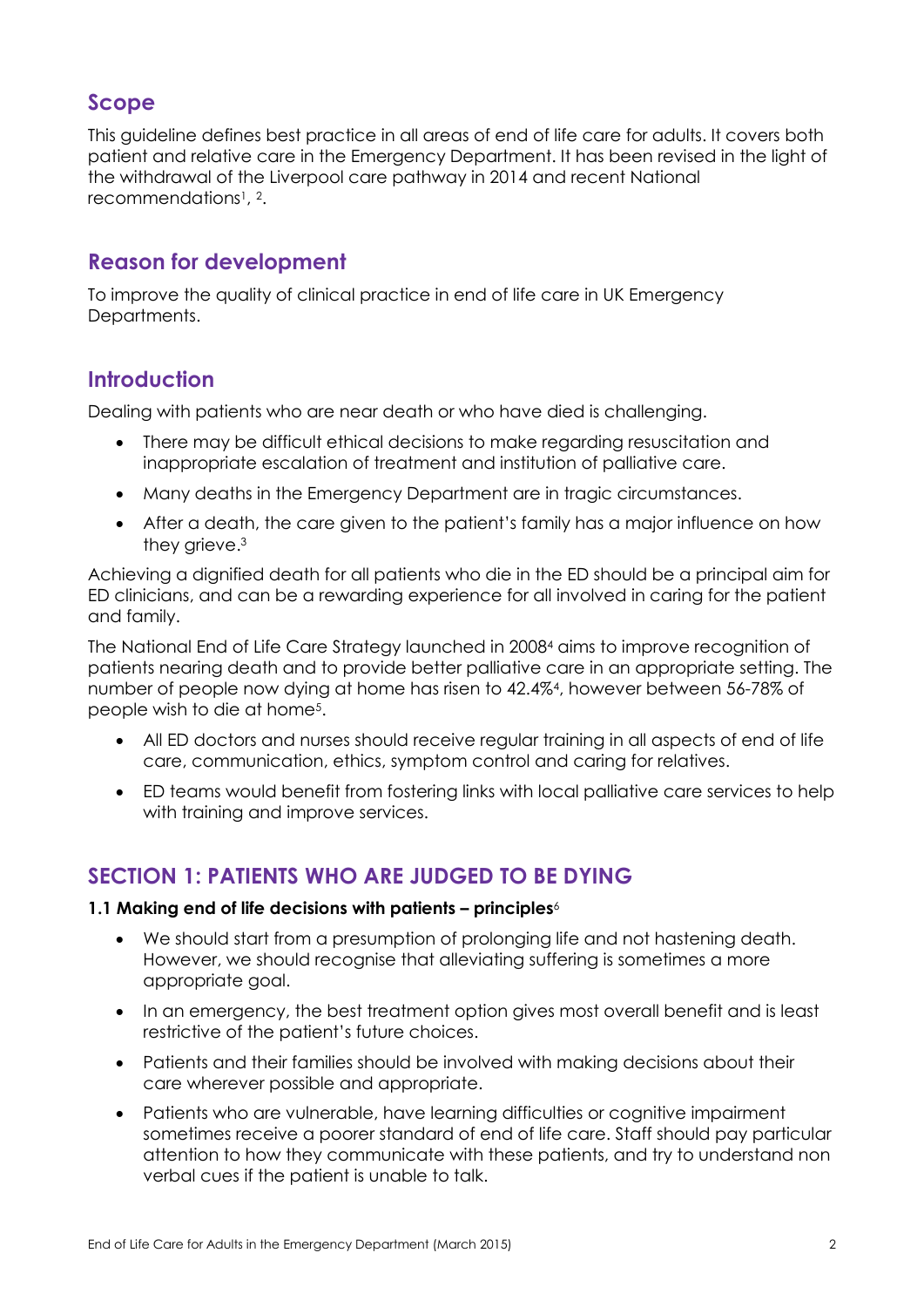## Scope

This guideline defines best practice in all areas of end of life care for adults. It covers both patient and relative care in the Emergency Department. It has been revised in the light of the withdrawal of the Liverpool care pathway in 2014 and recent National recommendations[1], [2].

## Reason for development

To improve the quality of clinical practice in end of life care in UK Emergency Departments.

## Introduction

Dealing with patients who are near death or who have died is challenging.

- There may be difficult ethical decisions to make regarding resuscitation and inappropriate escalation of treatment and institution of palliative care.
- Many deaths in the Emergency Department are in tragic circumstances.
- After a death, the care given to the patient's family has a major influence on how they grieve.[3]

Achieving a dignified death for all patients who die in the ED should be a principal aim for ED clinicians, and can be a rewarding experience for all involved in caring for the patient and family.

The National End of Life Care Strategy launched in 2008[4] aims to improve recognition of patients nearing death and to provide better palliative care in an appropriate setting. The number of people now dying at home has risen to 42.4%[4], however between 56-78% of people wish to die at home[5].

- All ED doctors and nurses should receive regular training in all aspects of end of life care, communication, ethics, symptom control and caring for relatives.
- ED teams would benefit from fostering links with local palliative care services to help with training and improve services.

## SECTION 1: PATIENTS WHO ARE JUDGED TO BE DYING

**1.1 Making end of life decisions with patients – principles**[6]

- We should start from a presumption of prolonging life and not hastening death. However, we should recognise that alleviating suffering is sometimes a more appropriate goal.
- In an emergency, the best treatment option gives most overall benefit and is least restrictive of the patient's future choices.
- Patients and their families should be involved with making decisions about their care wherever possible and appropriate.
- Patients who are vulnerable, have learning difficulties or cognitive impairment sometimes receive a poorer standard of end of life care. Staff should pay particular attention to how they communicate with these patients, and try to understand non verbal cues if the patient is unable to talk.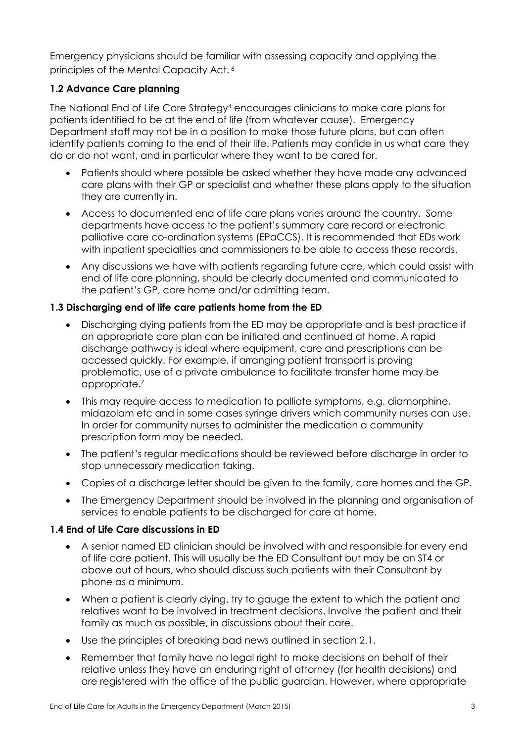Emergency physicians should be familiar with assessing capacity and applying the principles of the Mental Capacity Act. [6]

### 1.2 Advance Care planning

The National End of Life Care Strategy[4] encourages clinicians to make care plans for patients identified to be at the end of life (from whatever cause). Emergency Department staff may not be in a position to make those future plans, but can often identify patients coming to the end of their life. Patients may confide in us what care they do or do not want, and in particular where they want to be cared for.

- Patients should where possible be asked whether they have made any advanced care plans with their GP or specialist and whether these plans apply to the situation they are currently in.
- Access to documented end of life care plans varies around the country. Some departments have access to the patient's summary care record or electronic palliative care co-ordination systems (EPaCCS). It is recommended that EDs work with inpatient specialties and commissioners to be able to access these records.
- Any discussions we have with patients regarding future care, which could assist with end of life care planning, should be clearly documented and communicated to the patient's GP, care home and/or admitting team.

### 1.3 Discharging end of life care patients home from the ED

- Discharging dying patients from the ED may be appropriate and is best practice if an appropriate care plan can be initiated and continued at home. A rapid discharge pathway is ideal where equipment, care and prescriptions can be accessed quickly. For example, if arranging patient transport is proving problematic, use of a private ambulance to facilitate transfer home may be appropriate.[7]
- This may require access to medication to palliate symptoms, e.g. diamorphine, midazolam etc and in some cases syringe drivers which community nurses can use. In order for community nurses to administer the medication a community prescription form may be needed.
- The patient's regular medications should be reviewed before discharge in order to stop unnecessary medication taking.
- Copies of a discharge letter should be given to the family, care homes and the GP.
- The Emergency Department should be involved in the planning and organisation of services to enable patients to be discharged for care at home.

### 1.4 End of Life Care discussions in ED

- A senior named ED clinician should be involved with and responsible for every end of life care patient. This will usually be the ED Consultant but may be an ST4 or above out of hours, who should discuss such patients with their Consultant by phone as a minimum.
- When a patient is clearly dying, try to gauge the extent to which the patient and relatives want to be involved in treatment decisions. Involve the patient and their family as much as possible, in discussions about their care.
- Use the principles of breaking bad news outlined in section 2.1.
- Remember that family have no legal right to make decisions on behalf of their relative unless they have an enduring right of attorney (for health decisions) and are registered with the office of the public guardian. However, where appropriate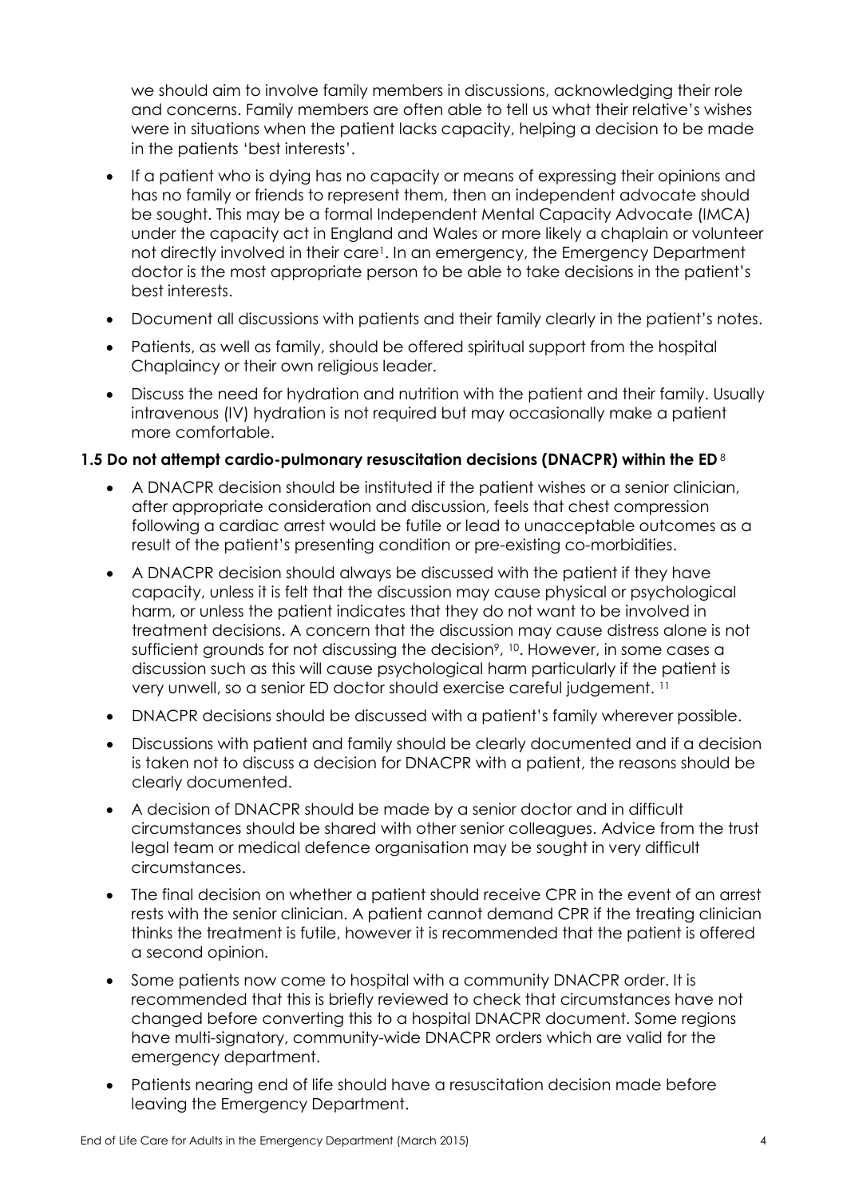we should aim to involve family members in discussions, acknowledging their role and concerns. Family members are often able to tell us what their relative's wishes were in situations when the patient lacks capacity, helping a decision to be made in the patients 'best interests'.

- If a patient who is dying has no capacity or means of expressing their opinions and has no family or friends to represent them, then an independent advocate should be sought. This may be a formal Independent Mental Capacity Advocate (IMCA) under the capacity act in England and Wales or more likely a chaplain or volunteer not directly involved in their care[1]. In an emergency, the Emergency Department doctor is the most appropriate person to be able to take decisions in the patient's best interests.
- Document all discussions with patients and their family clearly in the patient's notes.
- Patients, as well as family, should be offered spiritual support from the hospital Chaplaincy or their own religious leader.
- Discuss the need for hydration and nutrition with the patient and their family. Usually intravenous (IV) hydration is not required but may occasionally make a patient more comfortable.

### 1.5 Do not attempt cardio-pulmonary resuscitation decisions (DNACPR) within the ED[8]

- A DNACPR decision should be instituted if the patient wishes or a senior clinician, after appropriate consideration and discussion, feels that chest compression following a cardiac arrest would be futile or lead to unacceptable outcomes as a result of the patient's presenting condition or pre-existing co-morbidities.
- A DNACPR decision should always be discussed with the patient if they have capacity, unless it is felt that the discussion may cause physical or psychological harm, or unless the patient indicates that they do not want to be involved in treatment decisions. A concern that the discussion may cause distress alone is not sufficient grounds for not discussing the decision[9, 10]. However, in some cases a discussion such as this will cause psychological harm particularly if the patient is very unwell, so a senior ED doctor should exercise careful judgement. [11]
- DNACPR decisions should be discussed with a patient's family wherever possible.
- Discussions with patient and family should be clearly documented and if a decision is taken not to discuss a decision for DNACPR with a patient, the reasons should be clearly documented.
- A decision of DNACPR should be made by a senior doctor and in difficult circumstances should be shared with other senior colleagues. Advice from the trust legal team or medical defence organisation may be sought in very difficult circumstances.
- The final decision on whether a patient should receive CPR in the event of an arrest rests with the senior clinician. A patient cannot demand CPR if the treating clinician thinks the treatment is futile, however it is recommended that the patient is offered a second opinion.
- Some patients now come to hospital with a community DNACPR order. It is recommended that this is briefly reviewed to check that circumstances have not changed before converting this to a hospital DNACPR document. Some regions have multi-signatory, community-wide DNACPR orders which are valid for the emergency department.
- Patients nearing end of life should have a resuscitation decision made before leaving the Emergency Department.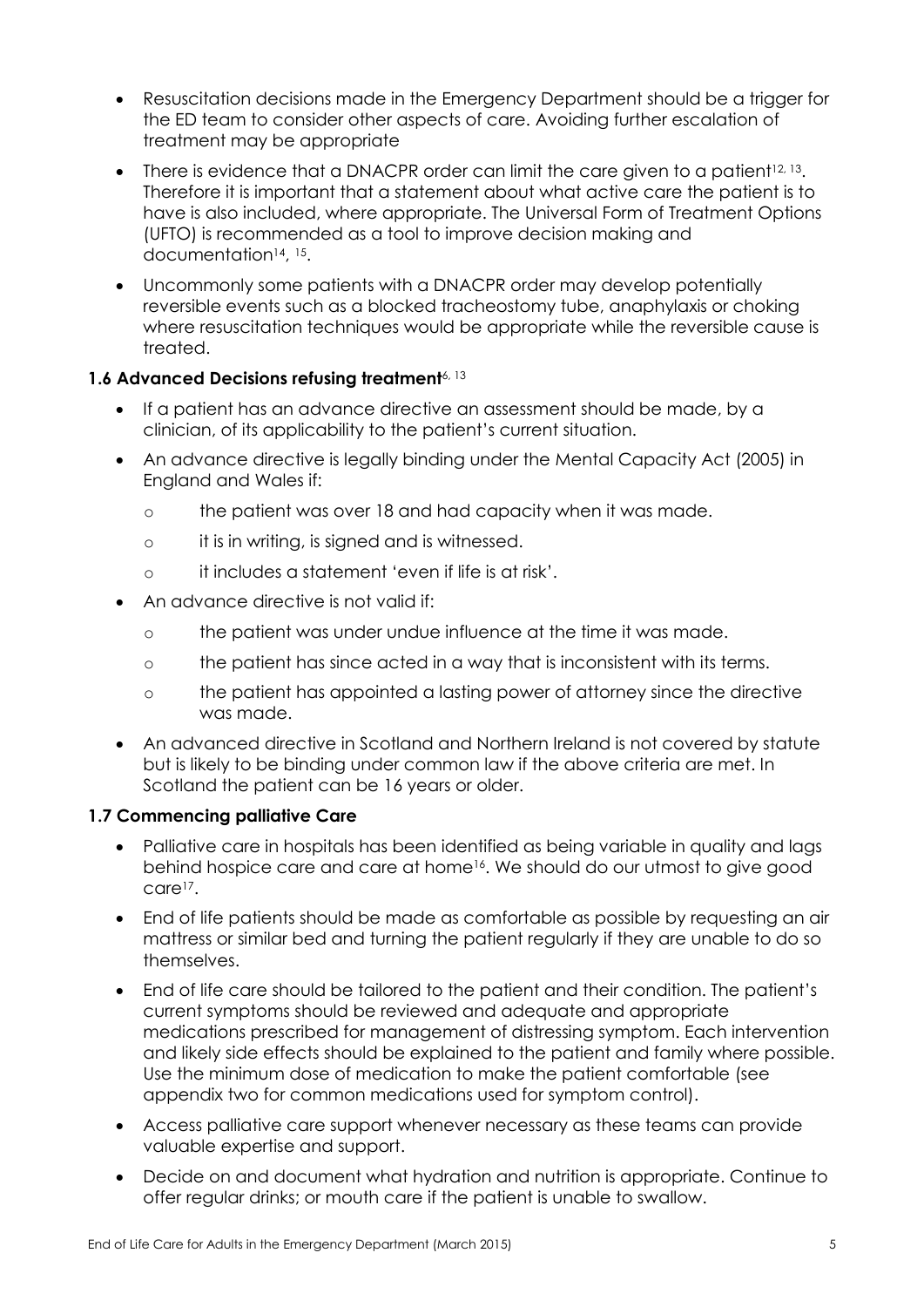- Resuscitation decisions made in the Emergency Department should be a trigger for the ED team to consider other aspects of care. Avoiding further escalation of treatment may be appropriate
- There is evidence that a DNACPR order can limit the care given to a patient[12, 13]. Therefore it is important that a statement about what active care the patient is to have is also included, where appropriate. The Universal Form of Treatment Options (UFTO) is recommended as a tool to improve decision making and documentation[14, 15].
- Uncommonly some patients with a DNACPR order may develop potentially reversible events such as a blocked tracheostomy tube, anaphylaxis or choking where resuscitation techniques would be appropriate while the reversible cause is treated.

### 1.6 Advanced Decisions refusing treatment[6, 13]

- If a patient has an advance directive an assessment should be made, by a clinician, of its applicability to the patient's current situation.
- An advance directive is legally binding under the Mental Capacity Act (2005) in England and Wales if:
  - o the patient was over 18 and had capacity when it was made.
  - o it is in writing, is signed and is witnessed.
  - o it includes a statement 'even if life is at risk'.
- An advance directive is not valid if:
  - o the patient was under undue influence at the time it was made.
  - o the patient has since acted in a way that is inconsistent with its terms.
  - o the patient has appointed a lasting power of attorney since the directive was made.
- An advanced directive in Scotland and Northern Ireland is not covered by statute but is likely to be binding under common law if the above criteria are met. In Scotland the patient can be 16 years or older.

### 1.7 Commencing palliative Care

- Palliative care in hospitals has been identified as being variable in quality and lags behind hospice care and care at home[16]. We should do our utmost to give good care[17].
- End of life patients should be made as comfortable as possible by requesting an air mattress or similar bed and turning the patient regularly if they are unable to do so themselves.
- End of life care should be tailored to the patient and their condition. The patient's current symptoms should be reviewed and adequate and appropriate medications prescribed for management of distressing symptom. Each intervention and likely side effects should be explained to the patient and family where possible. Use the minimum dose of medication to make the patient comfortable (see appendix two for common medications used for symptom control).
- Access palliative care support whenever necessary as these teams can provide valuable expertise and support.
- Decide on and document what hydration and nutrition is appropriate. Continue to offer regular drinks; or mouth care if the patient is unable to swallow.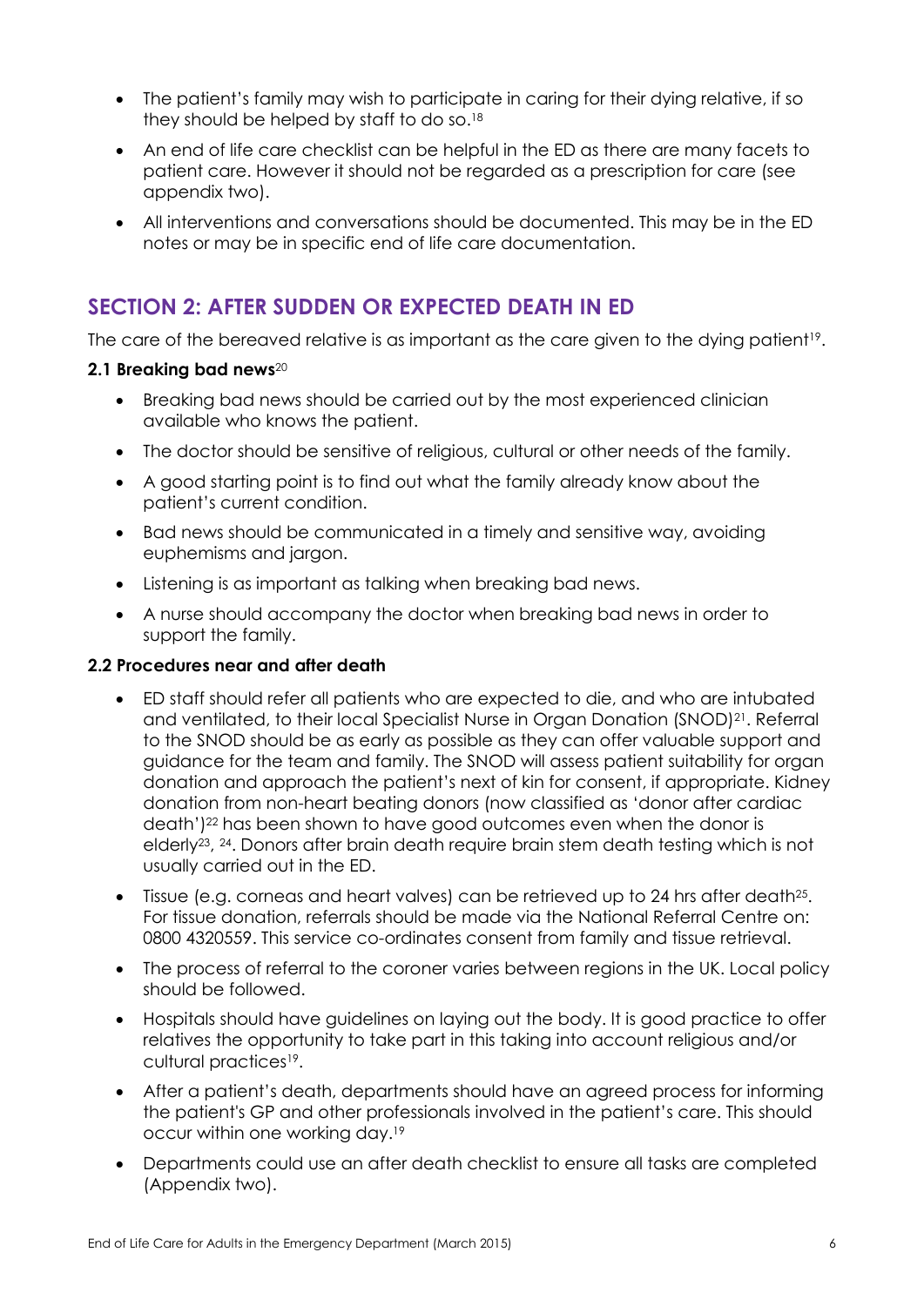- The patient's family may wish to participate in caring for their dying relative, if so they should be helped by staff to do so.[18]
- An end of life care checklist can be helpful in the ED as there are many facets to patient care. However it should not be regarded as a prescription for care (see appendix two).
- All interventions and conversations should be documented. This may be in the ED notes or may be in specific end of life care documentation.

## SECTION 2: AFTER SUDDEN OR EXPECTED DEATH IN ED

The care of the bereaved relative is as important as the care given to the dying patient[19].

### 2.1 Breaking bad news[20]

- Breaking bad news should be carried out by the most experienced clinician available who knows the patient.
- The doctor should be sensitive of religious, cultural or other needs of the family.
- A good starting point is to find out what the family already know about the patient's current condition.
- Bad news should be communicated in a timely and sensitive way, avoiding euphemisms and jargon.
- Listening is as important as talking when breaking bad news.
- A nurse should accompany the doctor when breaking bad news in order to support the family.

### 2.2 Procedures near and after death

- ED staff should refer all patients who are expected to die, and who are intubated and ventilated, to their local Specialist Nurse in Organ Donation (SNOD)[21]. Referral to the SNOD should be as early as possible as they can offer valuable support and guidance for the team and family. The SNOD will assess patient suitability for organ donation and approach the patient's next of kin for consent, if appropriate. Kidney donation from non-heart beating donors (now classified as 'donor after cardiac death')[22] has been shown to have good outcomes even when the donor is elderly[23, 24]. Donors after brain death require brain stem death testing which is not usually carried out in the ED.
- Tissue (e.g. corneas and heart valves) can be retrieved up to 24 hrs after death[25]. For tissue donation, referrals should be made via the National Referral Centre on: 0800 4320559. This service co-ordinates consent from family and tissue retrieval.
- The process of referral to the coroner varies between regions in the UK. Local policy should be followed.
- Hospitals should have guidelines on laying out the body. It is good practice to offer relatives the opportunity to take part in this taking into account religious and/or cultural practices[19].
- After a patient's death, departments should have an agreed process for informing the patient's GP and other professionals involved in the patient's care. This should occur within one working day.[19]
- Departments could use an after death checklist to ensure all tasks are completed (Appendix two).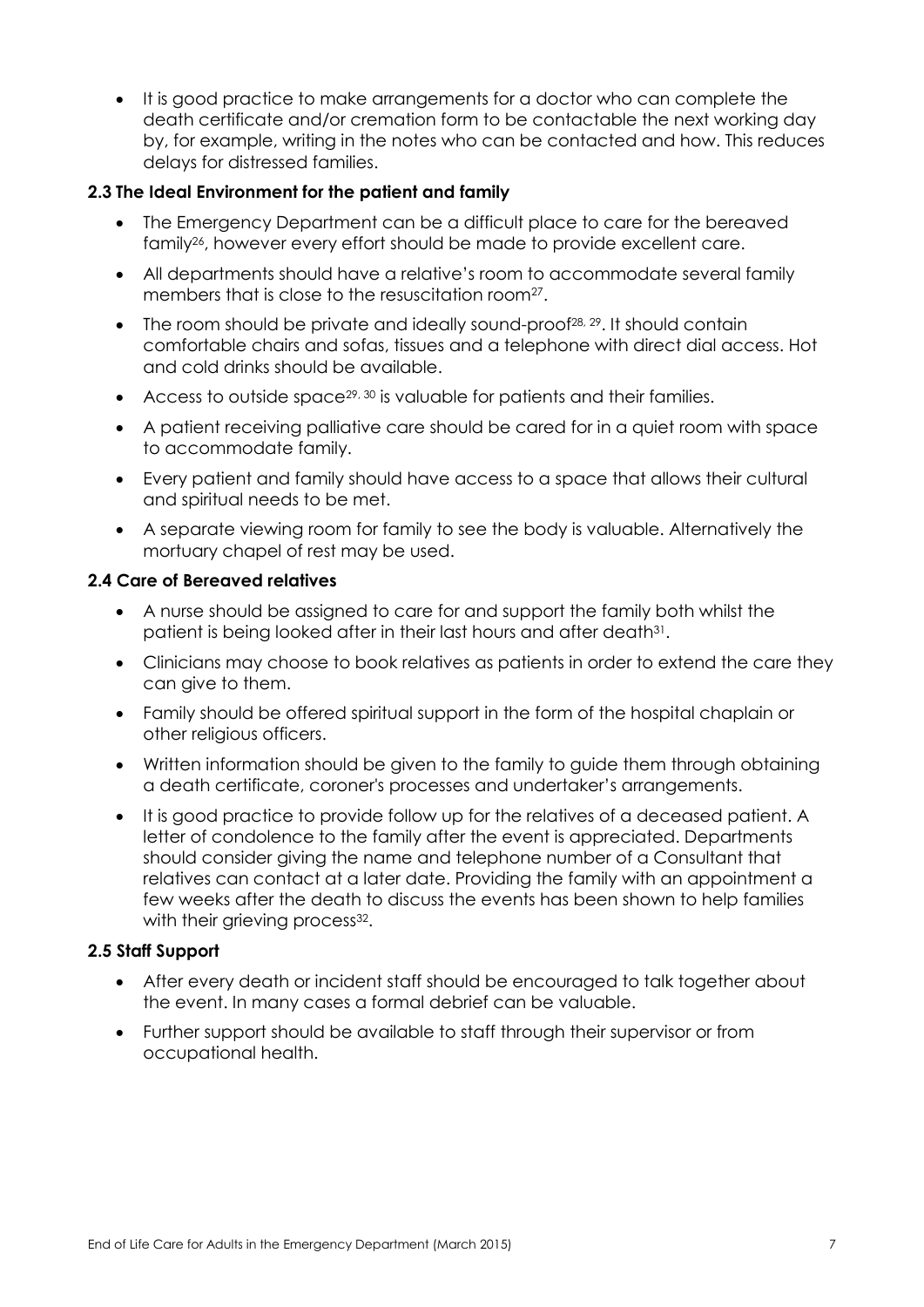- It is good practice to make arrangements for a doctor who can complete the death certificate and/or cremation form to be contactable the next working day by, for example, writing in the notes who can be contacted and how. This reduces delays for distressed families.

### 2.3 The Ideal Environment for the patient and family

- The Emergency Department can be a difficult place to care for the bereaved family[26], however every effort should be made to provide excellent care.
- All departments should have a relative's room to accommodate several family members that is close to the resuscitation room[27].
- The room should be private and ideally sound-proof[28, 29]. It should contain comfortable chairs and sofas, tissues and a telephone with direct dial access. Hot and cold drinks should be available.
- Access to outside space[29, 30] is valuable for patients and their families.
- A patient receiving palliative care should be cared for in a quiet room with space to accommodate family.
- Every patient and family should have access to a space that allows their cultural and spiritual needs to be met.
- A separate viewing room for family to see the body is valuable. Alternatively the mortuary chapel of rest may be used.

### 2.4 Care of Bereaved relatives

- A nurse should be assigned to care for and support the family both whilst the patient is being looked after in their last hours and after death[31].
- Clinicians may choose to book relatives as patients in order to extend the care they can give to them.
- Family should be offered spiritual support in the form of the hospital chaplain or other religious officers.
- Written information should be given to the family to guide them through obtaining a death certificate, coroner's processes and undertaker's arrangements.
- It is good practice to provide follow up for the relatives of a deceased patient. A letter of condolence to the family after the event is appreciated. Departments should consider giving the name and telephone number of a Consultant that relatives can contact at a later date. Providing the family with an appointment a few weeks after the death to discuss the events has been shown to help families with their grieving process[32].

### 2.5 Staff Support

- After every death or incident staff should be encouraged to talk together about the event. In many cases a formal debrief can be valuable.
- Further support should be available to staff through their supervisor or from occupational health.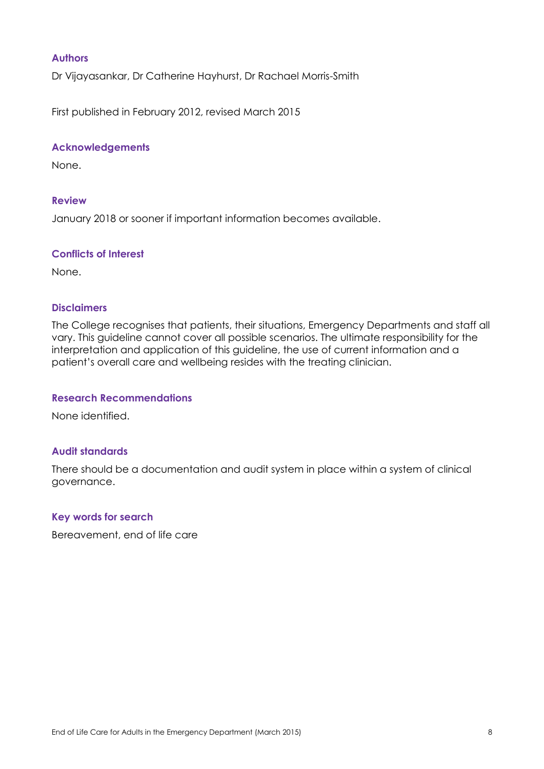### Authors

Dr Vijayasankar, Dr Catherine Hayhurst, Dr Rachael Morris-Smith

First published in February 2012, revised March 2015

### Acknowledgements

None.

### Review

January 2018 or sooner if important information becomes available.

### Conflicts of Interest

None.

### Disclaimers

The College recognises that patients, their situations, Emergency Departments and staff all vary. This guideline cannot cover all possible scenarios. The ultimate responsibility for the interpretation and application of this guideline, the use of current information and a patient's overall care and wellbeing resides with the treating clinician.

### Research Recommendations

None identified.

### Audit standards

There should be a documentation and audit system in place within a system of clinical governance.

### Key words for search

Bereavement, end of life care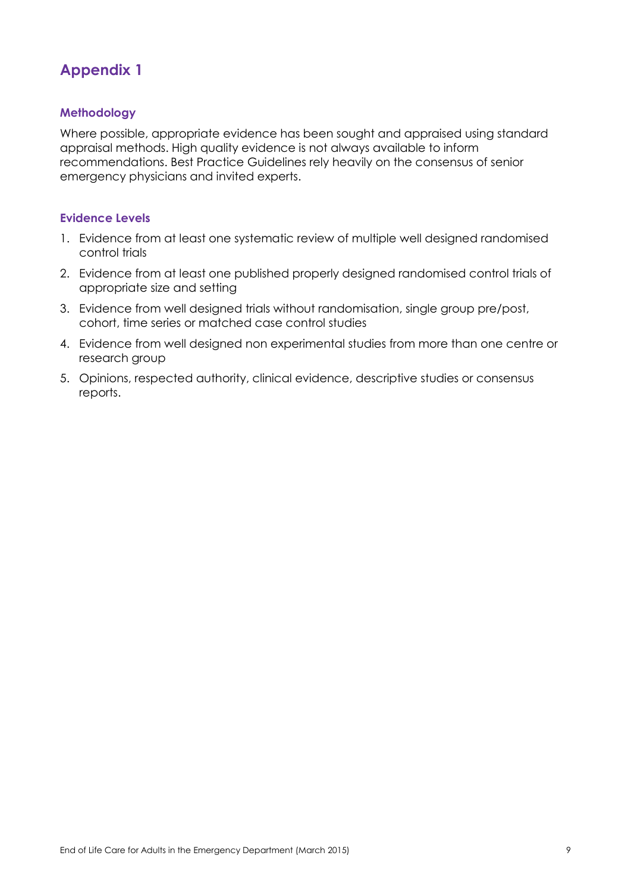# Appendix 1

## Methodology

Where possible, appropriate evidence has been sought and appraised using standard appraisal methods. High quality evidence is not always available to inform recommendations. Best Practice Guidelines rely heavily on the consensus of senior emergency physicians and invited experts.

## Evidence Levels

1. Evidence from at least one systematic review of multiple well designed randomised control trials
2. Evidence from at least one published properly designed randomised control trials of appropriate size and setting
3. Evidence from well designed trials without randomisation, single group pre/post, cohort, time series or matched case control studies
4. Evidence from well designed non experimental studies from more than one centre or research group
5. Opinions, respected authority, clinical evidence, descriptive studies or consensus reports.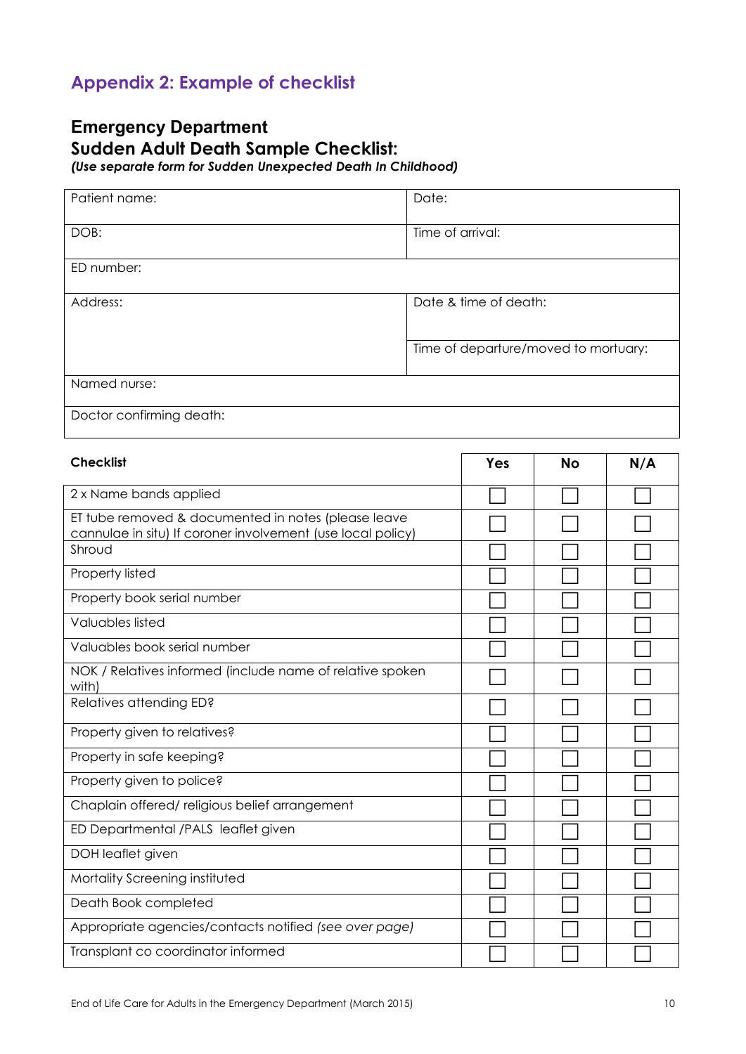## Appendix 2: Example of checklist

### Emergency Department
### Sudden Adult Death Sample Checklist:

***(Use separate form for Sudden Unexpected Death In Childhood)***

| Patient name: | Date: |
|---|---|
| DOB: | Time of arrival: |
| ED number: | |
| Address: | Date & time of death: |
| | Time of departure/moved to mortuary: |
| Named nurse: | |
| Doctor confirming death: | |

| **Checklist** | **Yes** | **No** | **N/A** |
|---|---|---|---|
| 2 x Name bands applied | ☐ | ☐ | ☐ |
| ET tube removed & documented in notes (please leave cannulae in situ) If coroner involvement (use local policy) | ☐ | ☐ | ☐ |
| Shroud | ☐ | ☐ | ☐ |
| Property listed | ☐ | ☐ | ☐ |
| Property book serial number | ☐ | ☐ | ☐ |
| Valuables listed | ☐ | ☐ | ☐ |
| Valuables book serial number | ☐ | ☐ | ☐ |
| NOK / Relatives informed (include name of relative spoken with) | ☐ | ☐ | ☐ |
| Relatives attending ED? | ☐ | ☐ | ☐ |
| Property given to relatives? | ☐ | ☐ | ☐ |
| Property in safe keeping? | ☐ | ☐ | ☐ |
| Property given to police? | ☐ | ☐ | ☐ |
| Chaplain offered/ religious belief arrangement | ☐ | ☐ | ☐ |
| ED Departmental /PALS leaflet given | ☐ | ☐ | ☐ |
| DOH leaflet given | ☐ | ☐ | ☐ |
| Mortality Screening instituted | ☐ | ☐ | ☐ |
| Death Book completed | ☐ | ☐ | ☐ |
| Appropriate agencies/contacts notified *(see over page)* | ☐ | ☐ | ☐ |
| Transplant co coordinator informed | ☐ | ☐ | ☐ |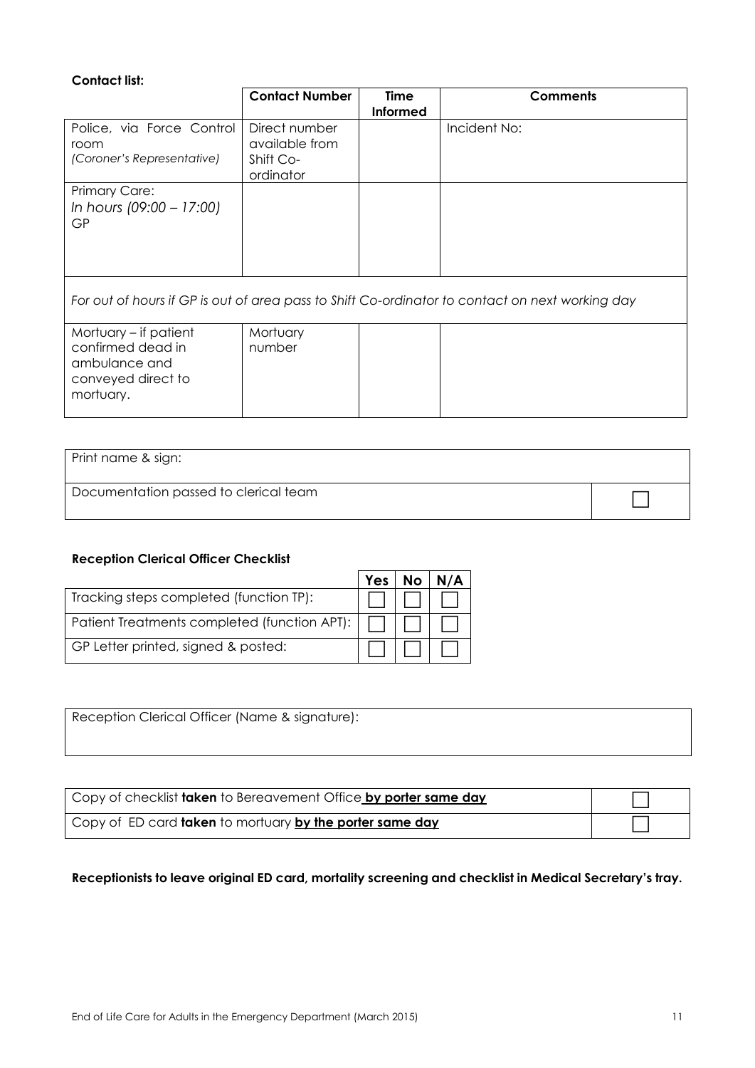**Contact list:**

| | Contact Number | Time Informed | Comments |
|---|---|---|---|
| Police, via Force Control room *(Coroner's Representative)* | Direct number available from Shift Co-ordinator | | Incident No: |
| Primary Care: *In hours (09:00 – 17:00)* GP | | | |
| *For out of hours if GP is out of area pass to Shift Co-ordinator to contact on next working day* | | | |
| Mortuary – if patient confirmed dead in ambulance and conveyed direct to mortuary. | Mortuary number | | |

| Print name & sign: | |
|---|---|
| Documentation passed to clerical team | ☐ |

**Reception Clerical Officer Checklist**

| | Yes | No | N/A |
|---|---|---|---|
| Tracking steps completed (function TP): | ☐ | ☐ | ☐ |
| Patient Treatments completed (function APT): | ☐ | ☐ | ☐ |
| GP Letter printed, signed & posted: | ☐ | ☐ | ☐ |

| Reception Clerical Officer (Name & signature): |
|---|

| | |
|---|---|
| Copy of checklist **taken** to Bereavement Office **by porter same day** | ☐ |
| Copy of ED card **taken** to mortuary **by the porter same day** | ☐ |

**Receptionists to leave original ED card, mortality screening and checklist in Medical Secretary's tray.**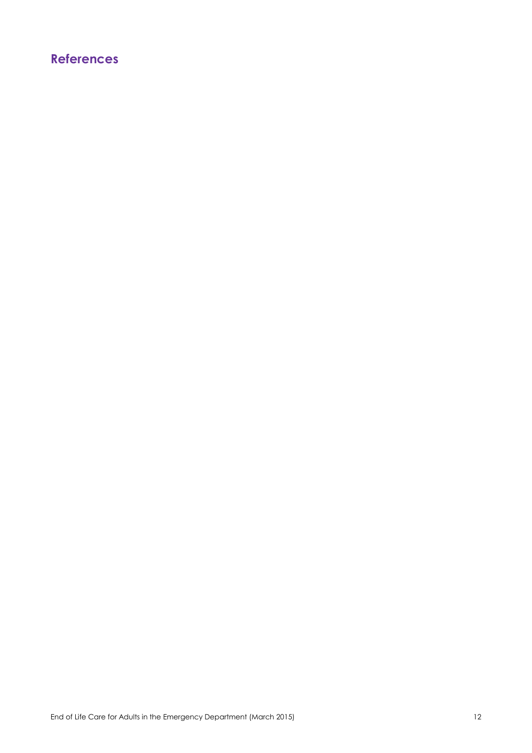## References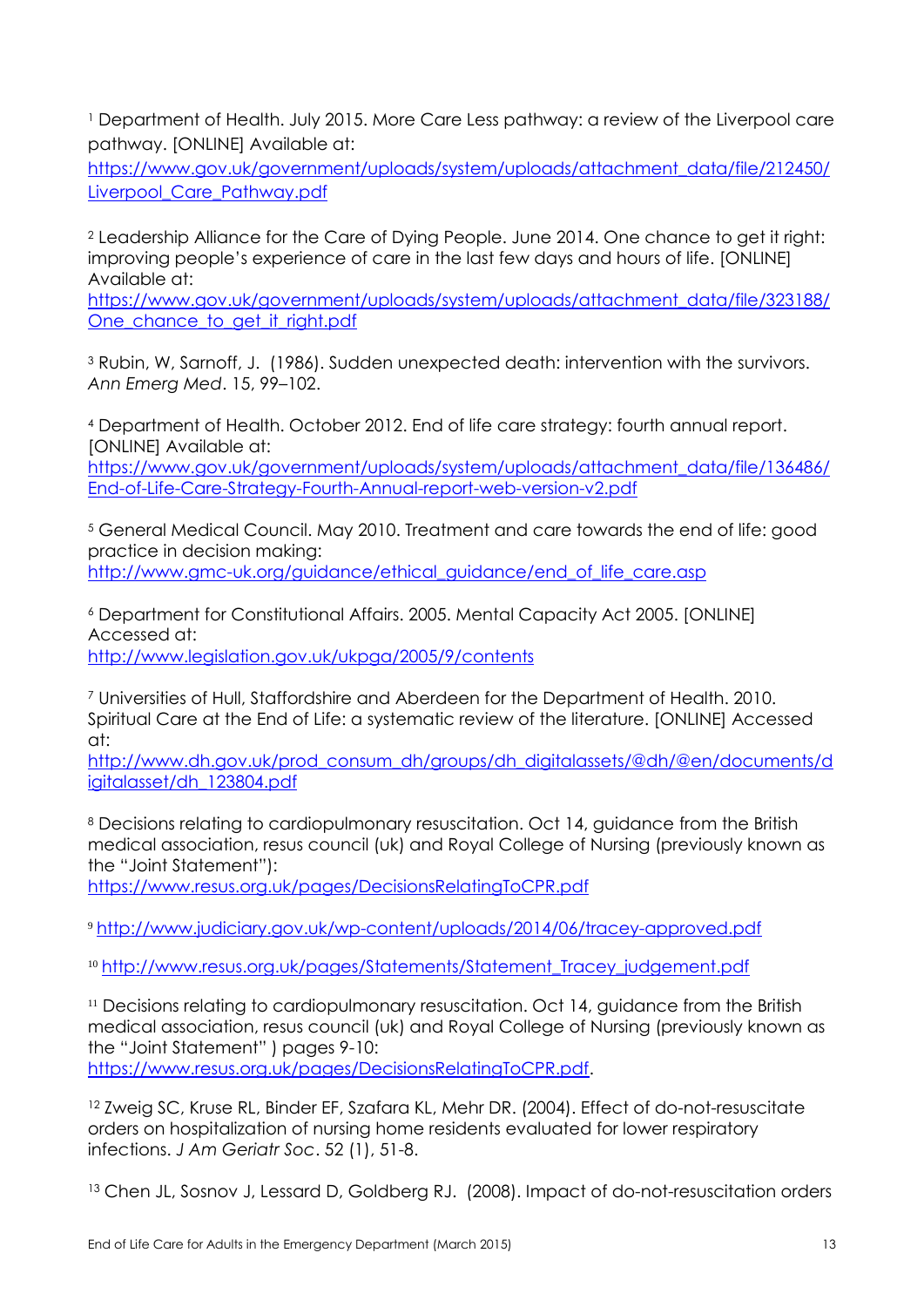[1] Department of Health. July 2015. More Care Less pathway: a review of the Liverpool care pathway. [ONLINE] Available at: https://www.gov.uk/government/uploads/system/uploads/attachment_data/file/212450/Liverpool_Care_Pathway.pdf

[2] Leadership Alliance for the Care of Dying People. June 2014. One chance to get it right: improving people's experience of care in the last few days and hours of life. [ONLINE] Available at: https://www.gov.uk/government/uploads/system/uploads/attachment_data/file/323188/One_chance_to_get_it_right.pdf

[3] Rubin, W, Sarnoff, J. (1986). Sudden unexpected death: intervention with the survivors. *Ann Emerg Med*. 15, 99–102.

[4] Department of Health. October 2012. End of life care strategy: fourth annual report. [ONLINE] Available at: https://www.gov.uk/government/uploads/system/uploads/attachment_data/file/136486/End-of-Life-Care-Strategy-Fourth-Annual-report-web-version-v2.pdf

[5] General Medical Council. May 2010. Treatment and care towards the end of life: good practice in decision making: http://www.gmc-uk.org/guidance/ethical_guidance/end_of_life_care.asp

[6] Department for Constitutional Affairs. 2005. Mental Capacity Act 2005. [ONLINE] Accessed at: http://www.legislation.gov.uk/ukpga/2005/9/contents

[7] Universities of Hull, Staffordshire and Aberdeen for the Department of Health. 2010. Spiritual Care at the End of Life: a systematic review of the literature. [ONLINE] Accessed at: http://www.dh.gov.uk/prod_consum_dh/groups/dh_digitalassets/@dh/@en/documents/digitalasset/dh_123804.pdf

[8] Decisions relating to cardiopulmonary resuscitation. Oct 14, guidance from the British medical association, resus council (uk) and Royal College of Nursing (previously known as the "Joint Statement"): https://www.resus.org.uk/pages/DecisionsRelatingToCPR.pdf

[9] http://www.judiciary.gov.uk/wp-content/uploads/2014/06/tracey-approved.pdf

[10] http://www.resus.org.uk/pages/Statements/Statement_Tracey_judgement.pdf

[11] Decisions relating to cardiopulmonary resuscitation. Oct 14, guidance from the British medical association, resus council (uk) and Royal College of Nursing (previously known as the "Joint Statement" ) pages 9-10: https://www.resus.org.uk/pages/DecisionsRelatingToCPR.pdf.

[12] Zweig SC, Kruse RL, Binder EF, Szafara KL, Mehr DR. (2004). Effect of do-not-resuscitate orders on hospitalization of nursing home residents evaluated for lower respiratory infections. *J Am Geriatr Soc*. 52 (1), 51-8.

[13] Chen JL, Sosnov J, Lessard D, Goldberg RJ. (2008). Impact of do-not-resuscitation orders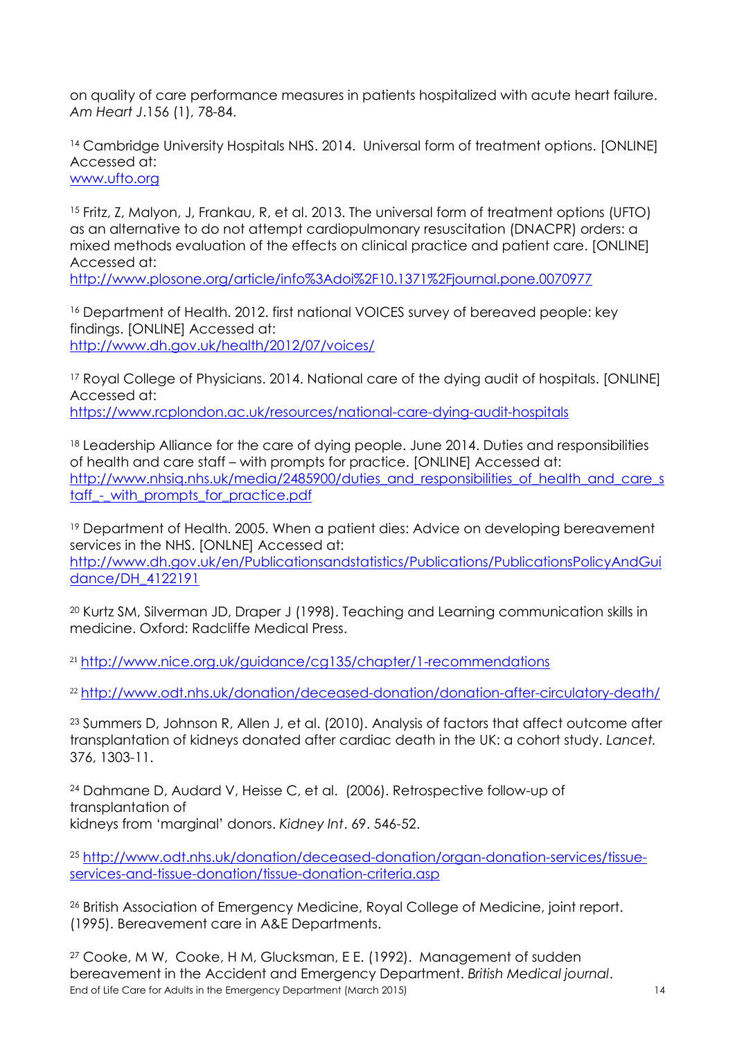on quality of care performance measures in patients hospitalized with acute heart failure. *Am Heart J*.156 (1), 78-84.

[14] Cambridge University Hospitals NHS. 2014. Universal form of treatment options. [ONLINE] Accessed at:
www.ufto.org

[15] Fritz, Z, Malyon, J, Frankau, R, et al. 2013. The universal form of treatment options (UFTO) as an alternative to do not attempt cardiopulmonary resuscitation (DNACPR) orders: a mixed methods evaluation of the effects on clinical practice and patient care. [ONLINE] Accessed at:
http://www.plosone.org/article/info%3Adoi%2F10.1371%2Fjournal.pone.0070977

[16] Department of Health. 2012. first national VOICES survey of bereaved people: key findings. [ONLINE] Accessed at:
http://www.dh.gov.uk/health/2012/07/voices/

[17] Royal College of Physicians. 2014. National care of the dying audit of hospitals. [ONLINE] Accessed at:
https://www.rcplondon.ac.uk/resources/national-care-dying-audit-hospitals

[18] Leadership Alliance for the care of dying people. June 2014. Duties and responsibilities of health and care staff – with prompts for practice. [ONLINE] Accessed at:
http://www.nhsiq.nhs.uk/media/2485900/duties_and_responsibilities_of_health_and_care_staff_-_with_prompts_for_practice.pdf

[19] Department of Health. 2005. When a patient dies: Advice on developing bereavement services in the NHS. [ONLNE] Accessed at:
http://www.dh.gov.uk/en/Publicationsandstatistics/Publications/PublicationsPolicyAndGuidance/DH_4122191

[20] Kurtz SM, Silverman JD, Draper J (1998). Teaching and Learning communication skills in medicine. Oxford: Radcliffe Medical Press.

[21] http://www.nice.org.uk/guidance/cg135/chapter/1-recommendations

[22] http://www.odt.nhs.uk/donation/deceased-donation/donation-after-circulatory-death/

[23] Summers D, Johnson R, Allen J, et al. (2010). Analysis of factors that affect outcome after transplantation of kidneys donated after cardiac death in the UK: a cohort study. *Lancet.* 376, 1303-11.

[24] Dahmane D, Audard V, Heisse C, et al. (2006). Retrospective follow-up of transplantation of
kidneys from 'marginal' donors. *Kidney Int*. 69. 546-52.

[25] http://www.odt.nhs.uk/donation/deceased-donation/organ-donation-services/tissue-services-and-tissue-donation/tissue-donation-criteria.asp

[26] British Association of Emergency Medicine, Royal College of Medicine, joint report. (1995). Bereavement care in A&E Departments.

[27] Cooke, M W, Cooke, H M, Glucksman, E E. (1992). Management of sudden bereavement in the Accident and Emergency Department. *British Medical journal*.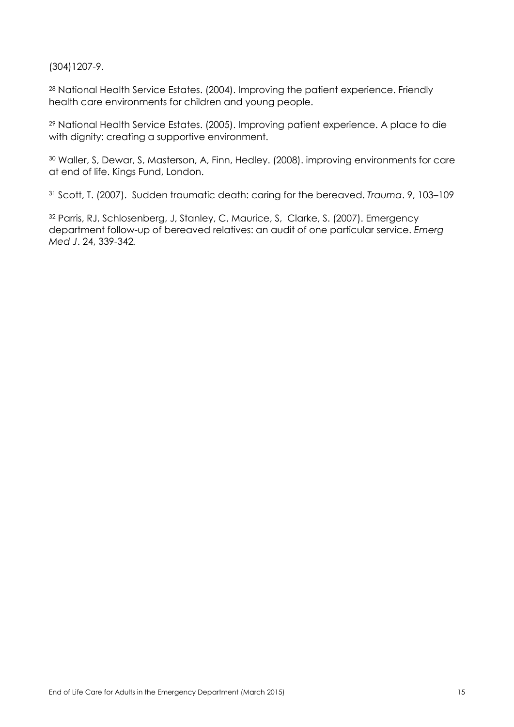(304)1207-9.

[28] National Health Service Estates. (2004). Improving the patient experience. Friendly health care environments for children and young people.

[29] National Health Service Estates. (2005). Improving patient experience. A place to die with dignity: creating a supportive environment.

[30] Waller, S, Dewar, S, Masterson, A, Finn, Hedley. (2008). improving environments for care at end of life. Kings Fund, London.

[31] Scott, T. (2007). Sudden traumatic death: caring for the bereaved. *Trauma*. 9, 103–109

[32] Parris, RJ, Schlosenberg, J, Stanley, C, Maurice, S, Clarke, S. (2007). Emergency department follow-up of bereaved relatives: an audit of one particular service. *Emerg Med J*. 24, 339-342*.*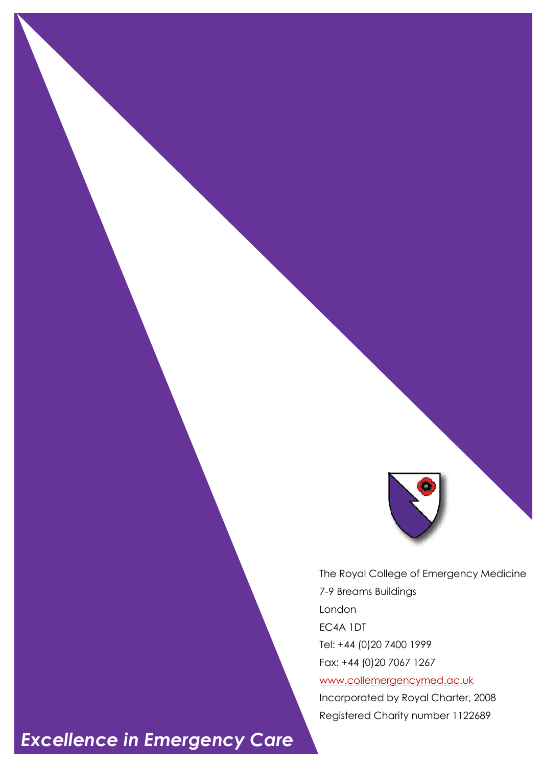The Royal College of Emergency Medicine
7-9 Breams Buildings
London
EC4A 1DT
Tel: +44 (0)20 7400 1999
Fax: +44 (0)20 7067 1267
www.collemergencymed.ac.uk
Incorporated by Royal Charter, 2008
Registered Charity number 1122689

*Excellence in Emergency Care*